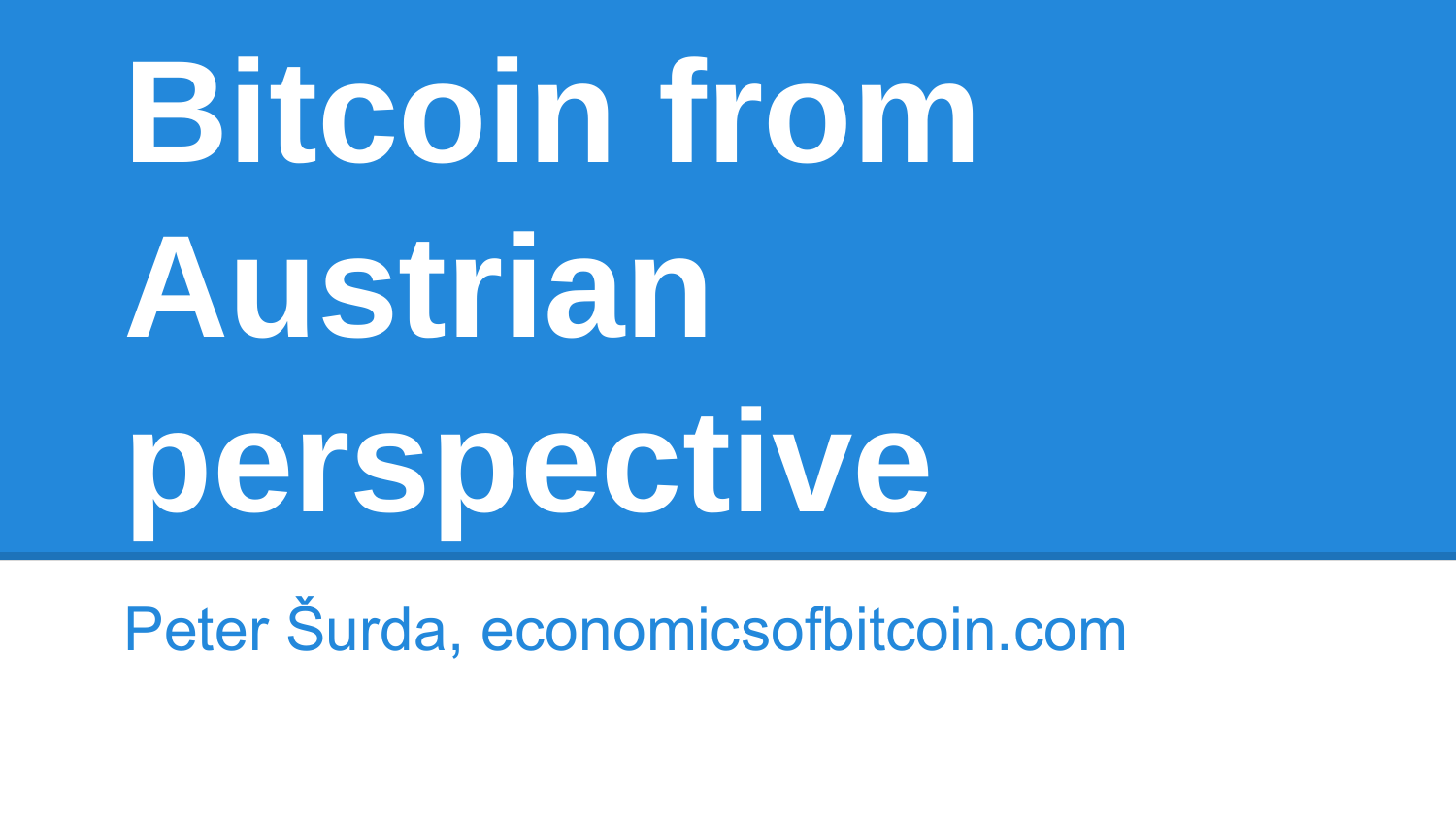# Bitcoin from Austrian perspective

Peter Šurda, economicsofbitcoin.com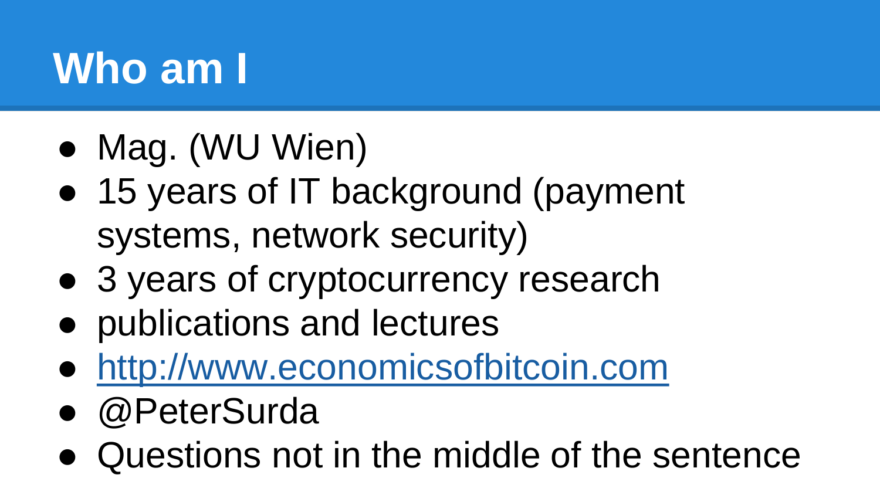# Who am I

- Mag. (WU Wien)
- 15 years of IT background (payment systems, network security)
- 3 years of cryptocurrency research
- publications and lectures
- [http://www.economicsofbitcoin.com](http://www.economicsofbitcoin.com)
- @PeterSurda
- Questions not in the middle of the sentence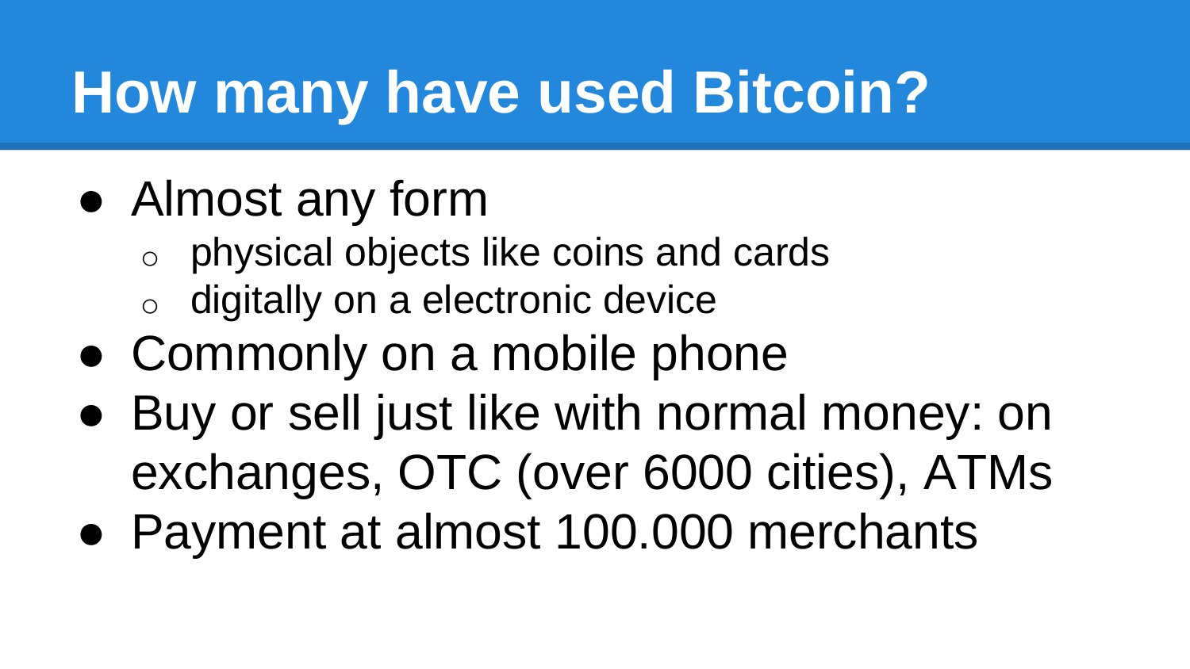# How many have used Bitcoin?

- Almost any form
  - physical objects like coins and cards
  - digitally on a electronic device
- Commonly on a mobile phone
- Buy or sell just like with normal money: on exchanges, OTC (over 6000 cities), ATMs
- Payment at almost 100.000 merchants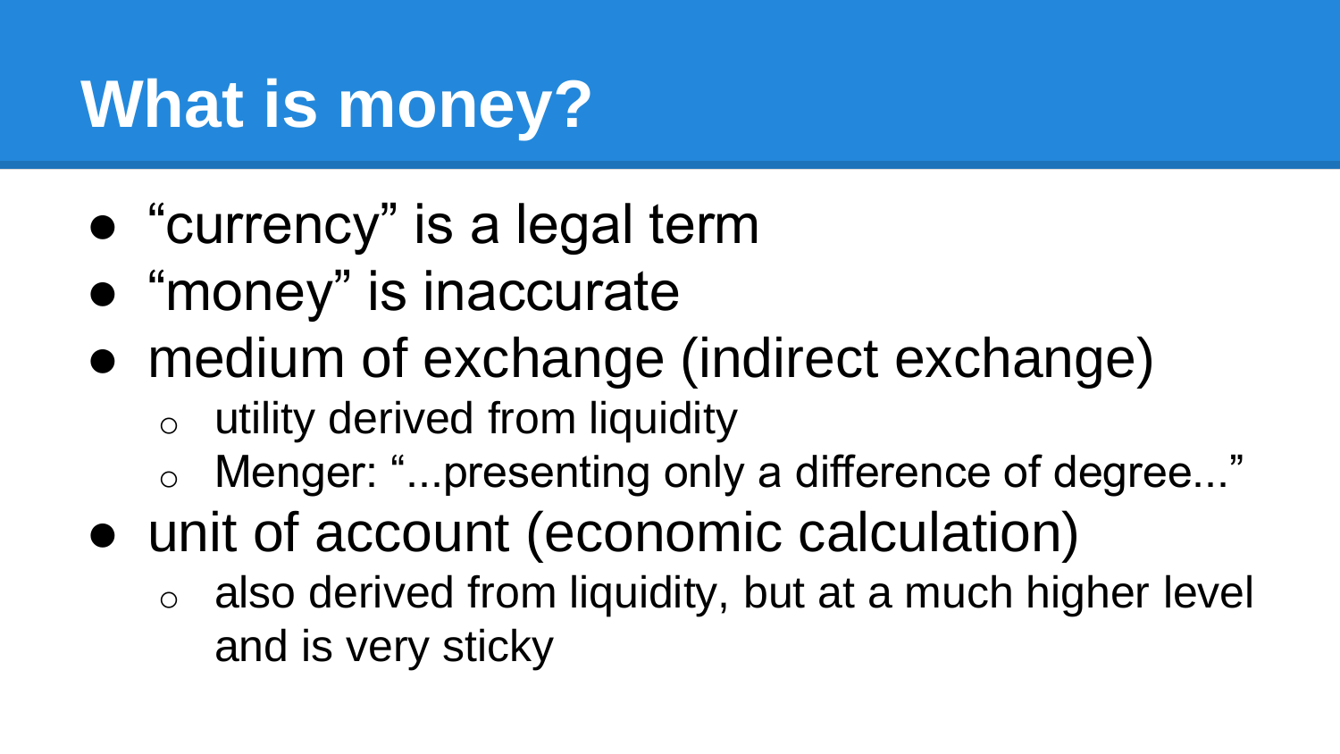# What is money?

- “currency” is a legal term
- “money” is inaccurate
- medium of exchange (indirect exchange)
  - utility derived from liquidity
  - Menger: “...presenting only a difference of degree...”
- unit of account (economic calculation)
  - also derived from liquidity, but at a much higher level and is very sticky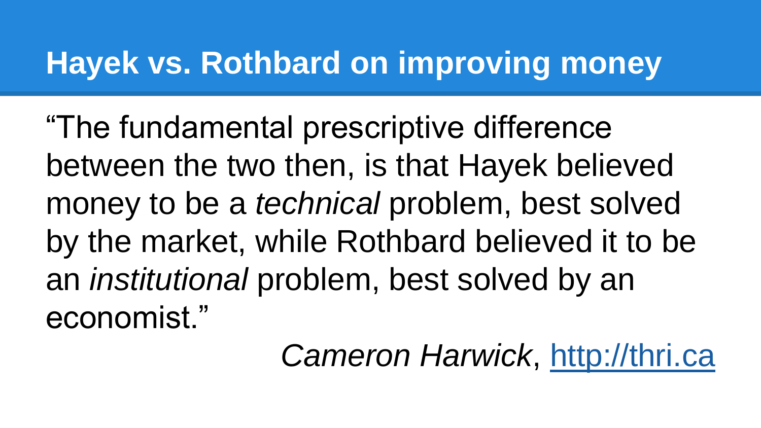# Hayek vs. Rothbard on improving money

"The fundamental prescriptive difference between the two then, is that Hayek believed money to be a *technical* problem, best solved by the market, while Rothbard believed it to be an *institutional* problem, best solved by an economist."

*Cameron Harwick*, [http://thri.ca](http://thri.ca)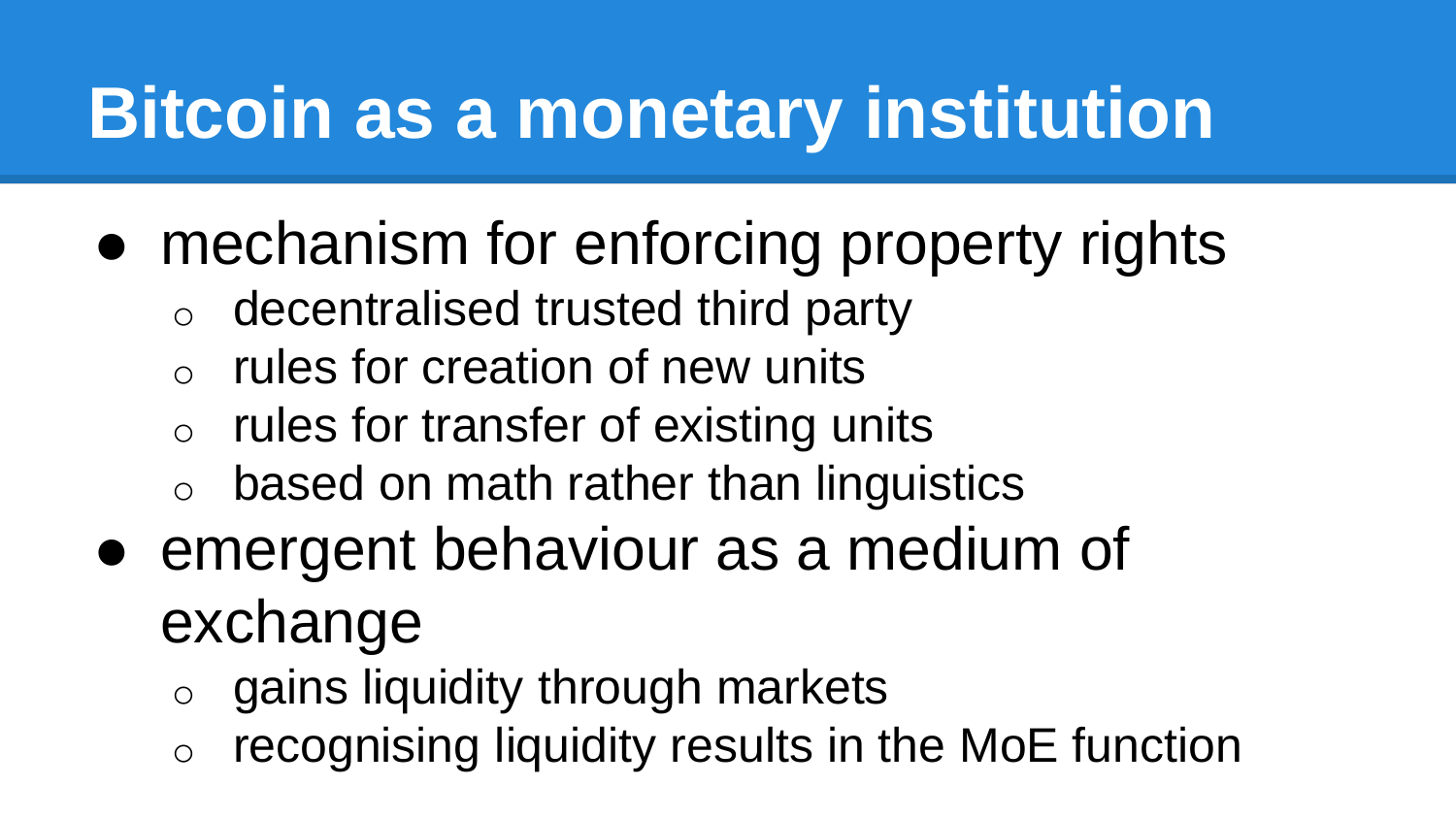# Bitcoin as a monetary institution

- mechanism for enforcing property rights
  - decentralised trusted third party
  - rules for creation of new units
  - rules for transfer of existing units
  - based on math rather than linguistics
- emergent behaviour as a medium of exchange
  - gains liquidity through markets
  - recognising liquidity results in the MoE function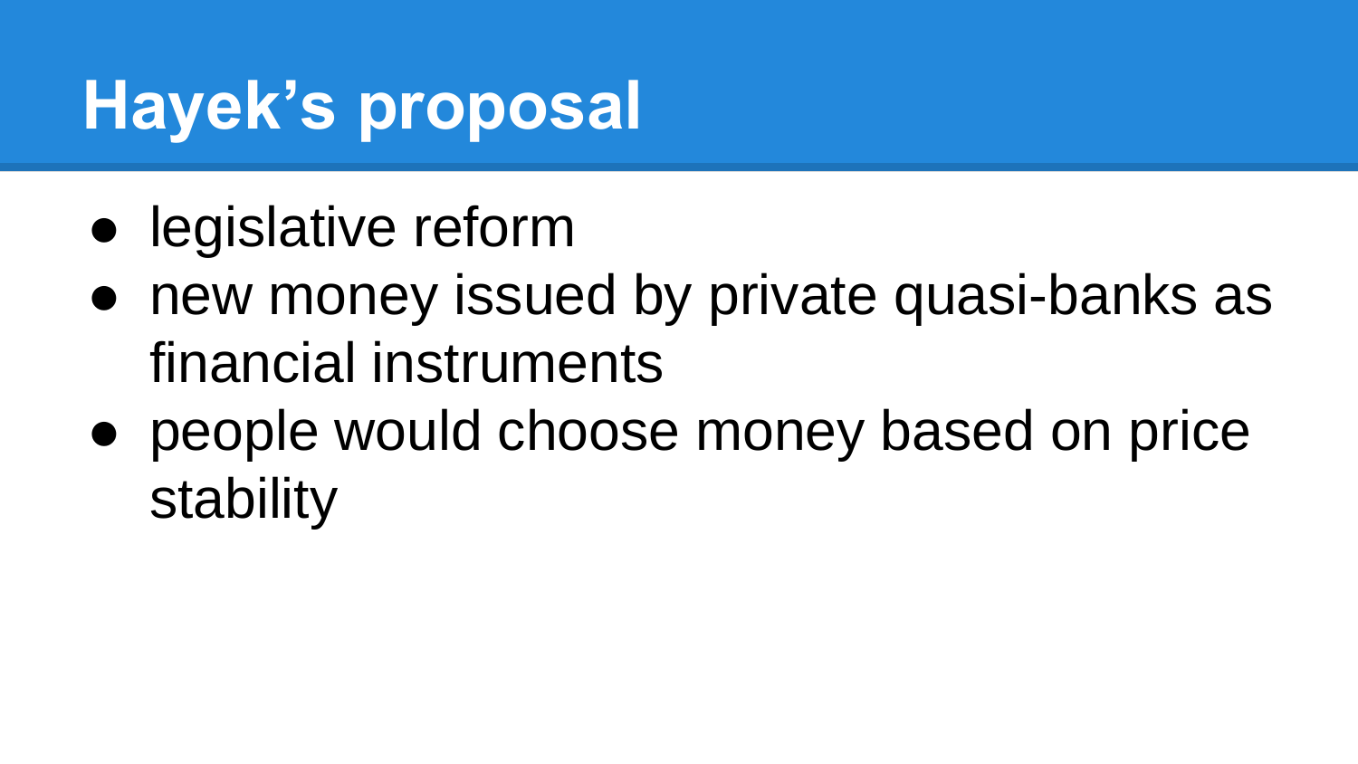# Hayek’s proposal

- legislative reform
- new money issued by private quasi-banks as financial instruments
- people would choose money based on price stability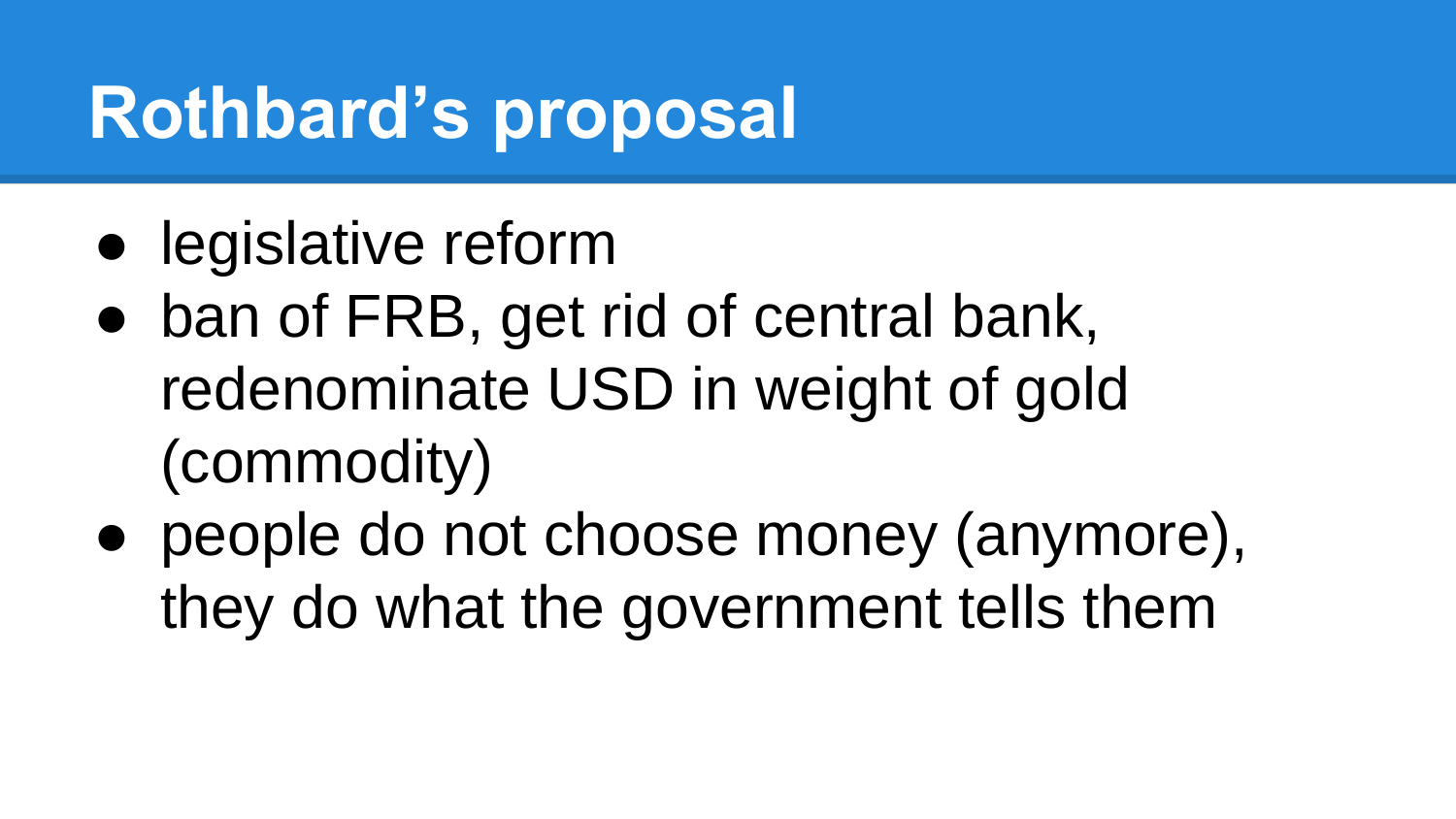# Rothbard's proposal

- legislative reform
- ban of FRB, get rid of central bank, redenominate USD in weight of gold (commodity)
- people do not choose money (anymore), they do what the government tells them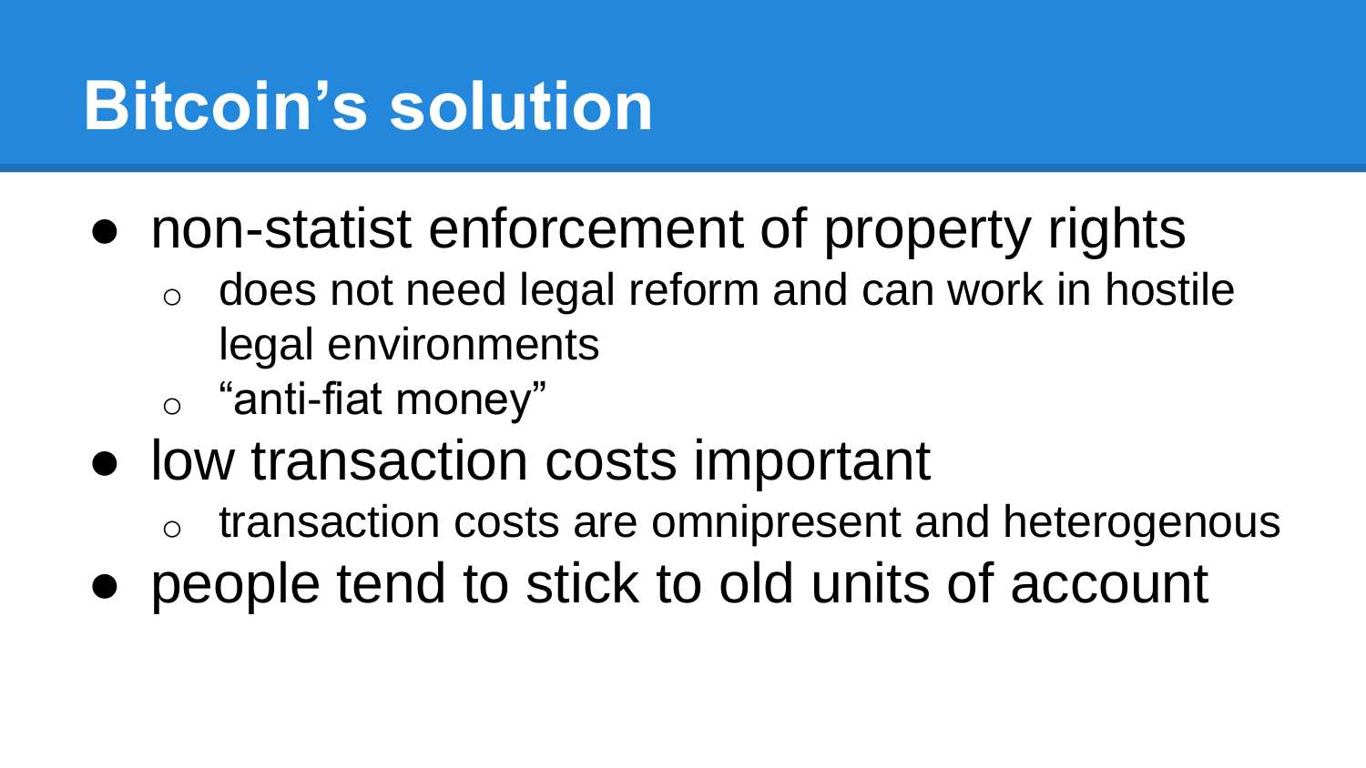# Bitcoin’s solution

- non-statist enforcement of property rights
  - does not need legal reform and can work in hostile legal environments
  - “anti-fiat money”
- low transaction costs important
  - transaction costs are omnipresent and heterogenous
- people tend to stick to old units of account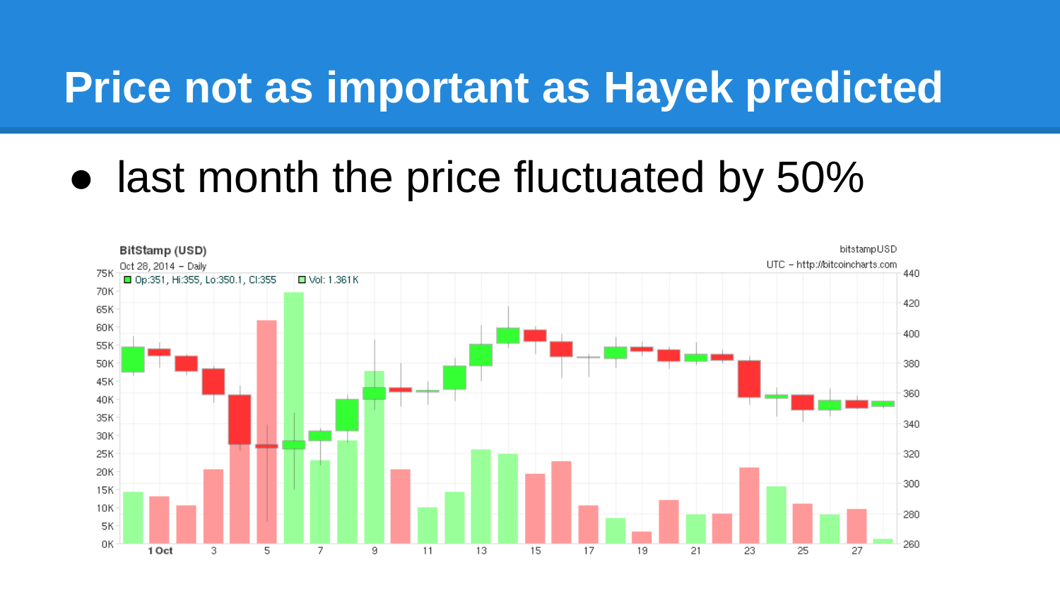# Price not as important as Hayek predicted

- last month the price fluctuated by 50%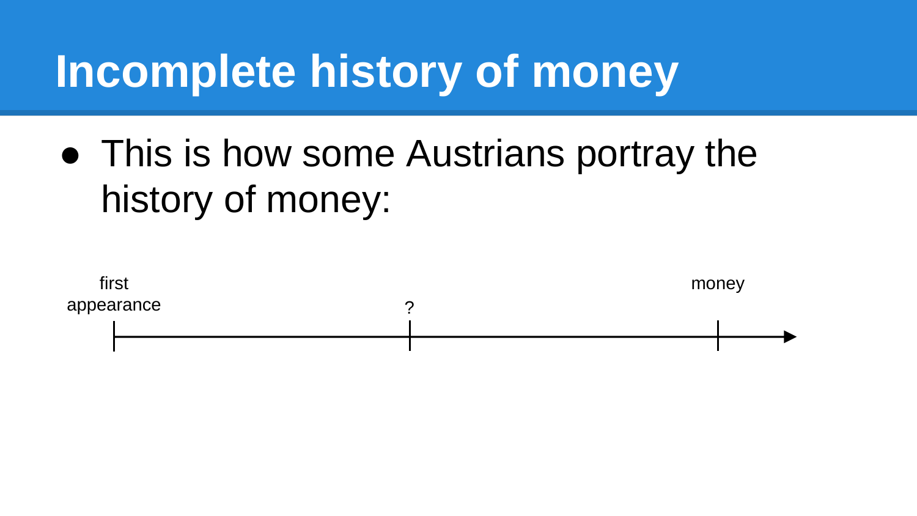# Incomplete history of money

- This is how some Austrians portray the history of money:

first appearance — ? — money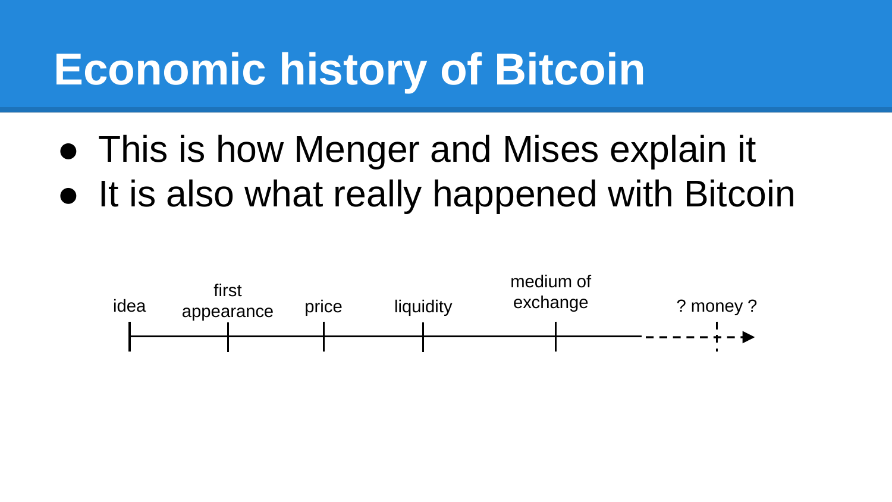# Economic history of Bitcoin

- This is how Menger and Mises explain it
- It is also what really happened with Bitcoin

idea — first appearance — price — liquidity — medium of exchange — ? money ?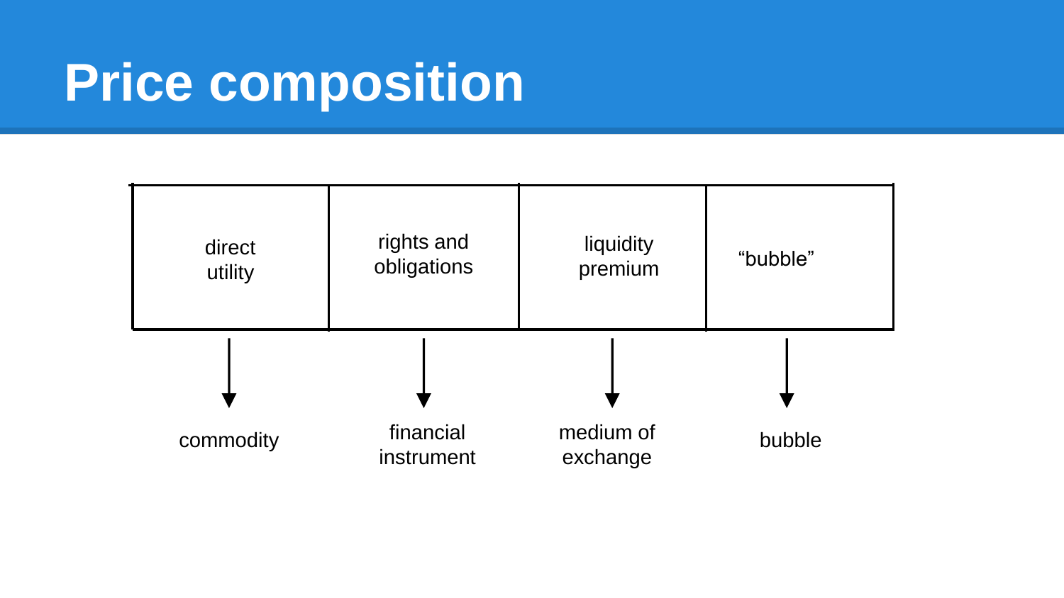# Price composition

| direct utility | rights and obligations | liquidity premium | "bubble" |
|---|---|---|---|
| ↓ | ↓ | ↓ | ↓ |
| commodity | financial instrument | medium of exchange | bubble |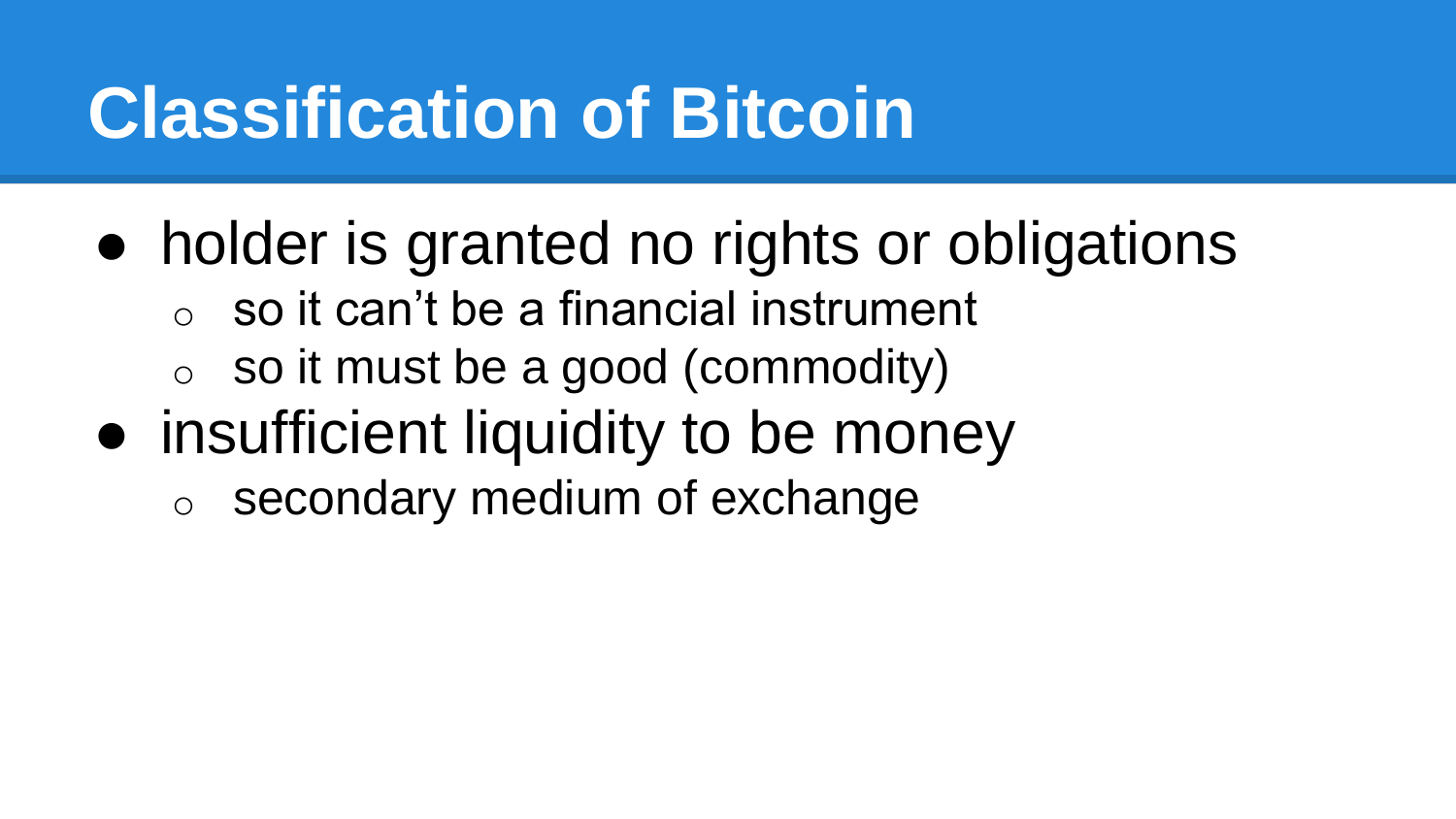# Classification of Bitcoin

- holder is granted no rights or obligations
  - so it can't be a financial instrument
  - so it must be a good (commodity)
- insufficient liquidity to be money
  - secondary medium of exchange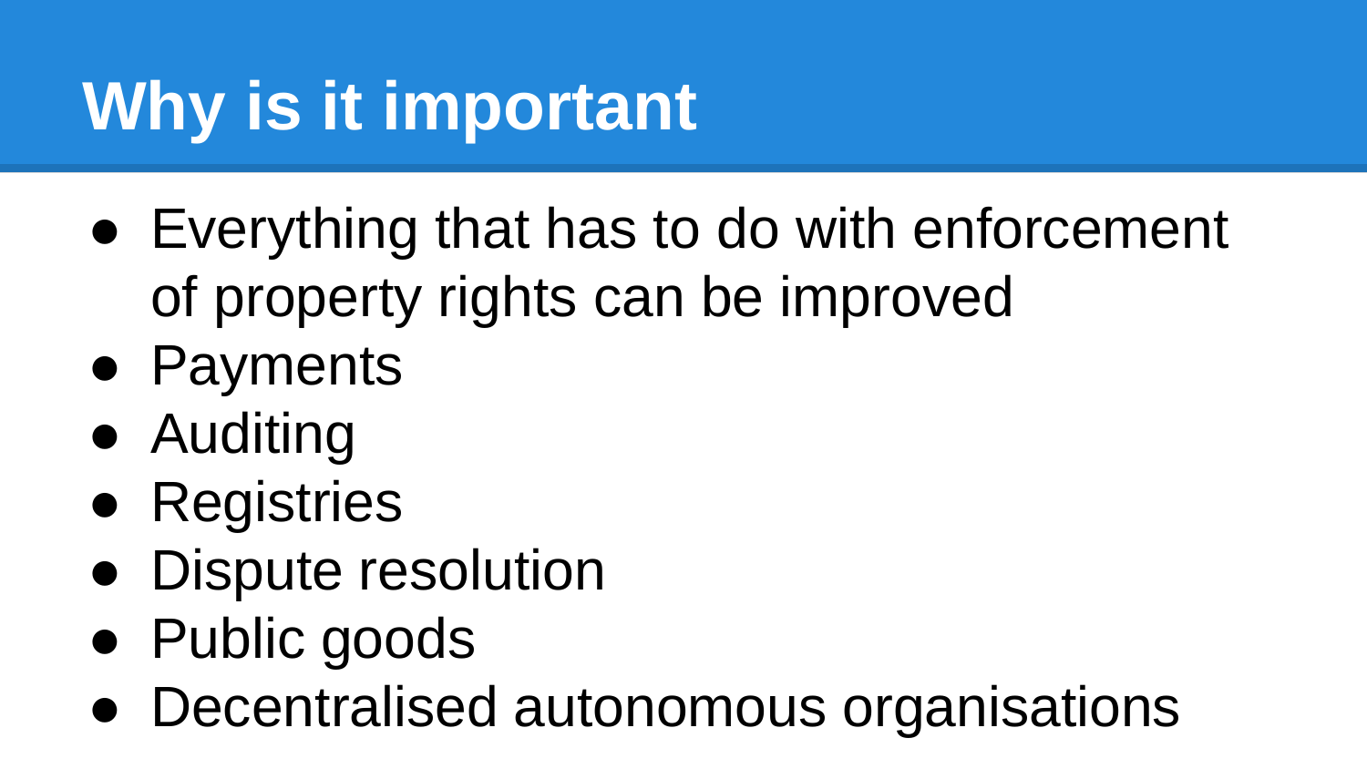# Why is it important

- Everything that has to do with enforcement of property rights can be improved
- Payments
- Auditing
- Registries
- Dispute resolution
- Public goods
- Decentralised autonomous organisations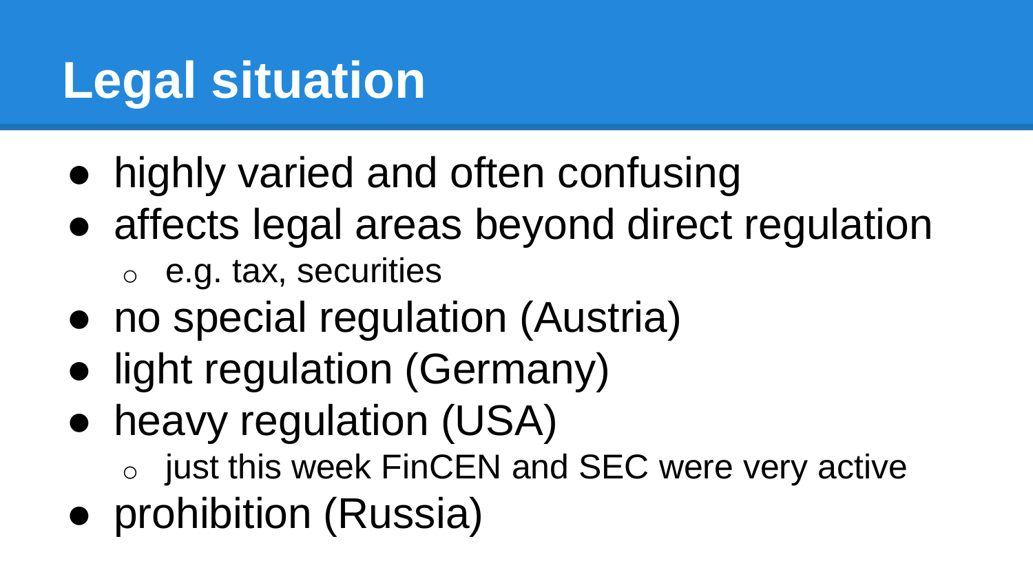# Legal situation

- highly varied and often confusing
- affects legal areas beyond direct regulation
  - e.g. tax, securities
- no special regulation (Austria)
- light regulation (Germany)
- heavy regulation (USA)
  - just this week FinCEN and SEC were very active
- prohibition (Russia)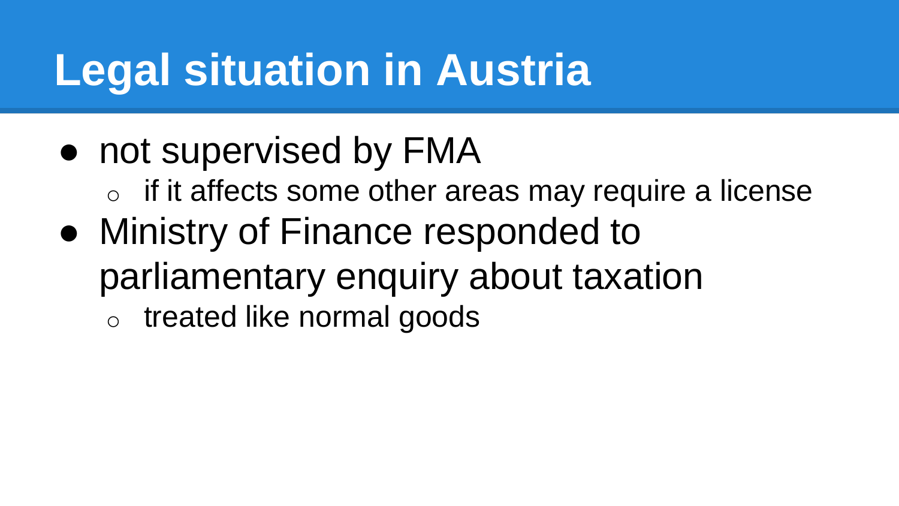# Legal situation in Austria

- not supervised by FMA
  - if it affects some other areas may require a license
- Ministry of Finance responded to parliamentary enquiry about taxation
  - treated like normal goods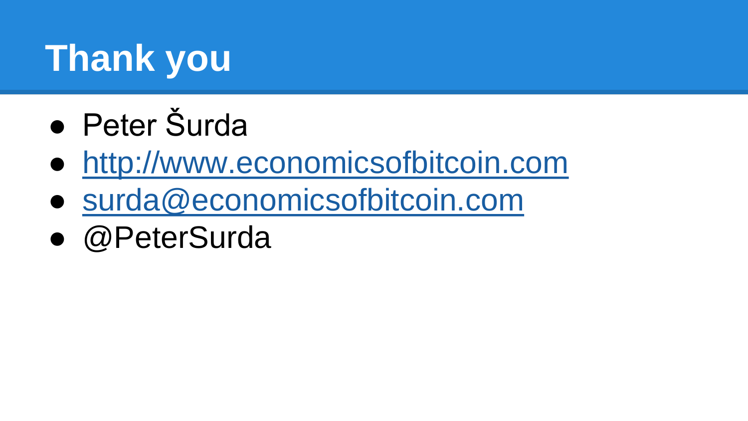# Thank you

- Peter Šurda
- http://www.economicsofbitcoin.com
- surda@economicsofbitcoin.com
- @PeterSurda